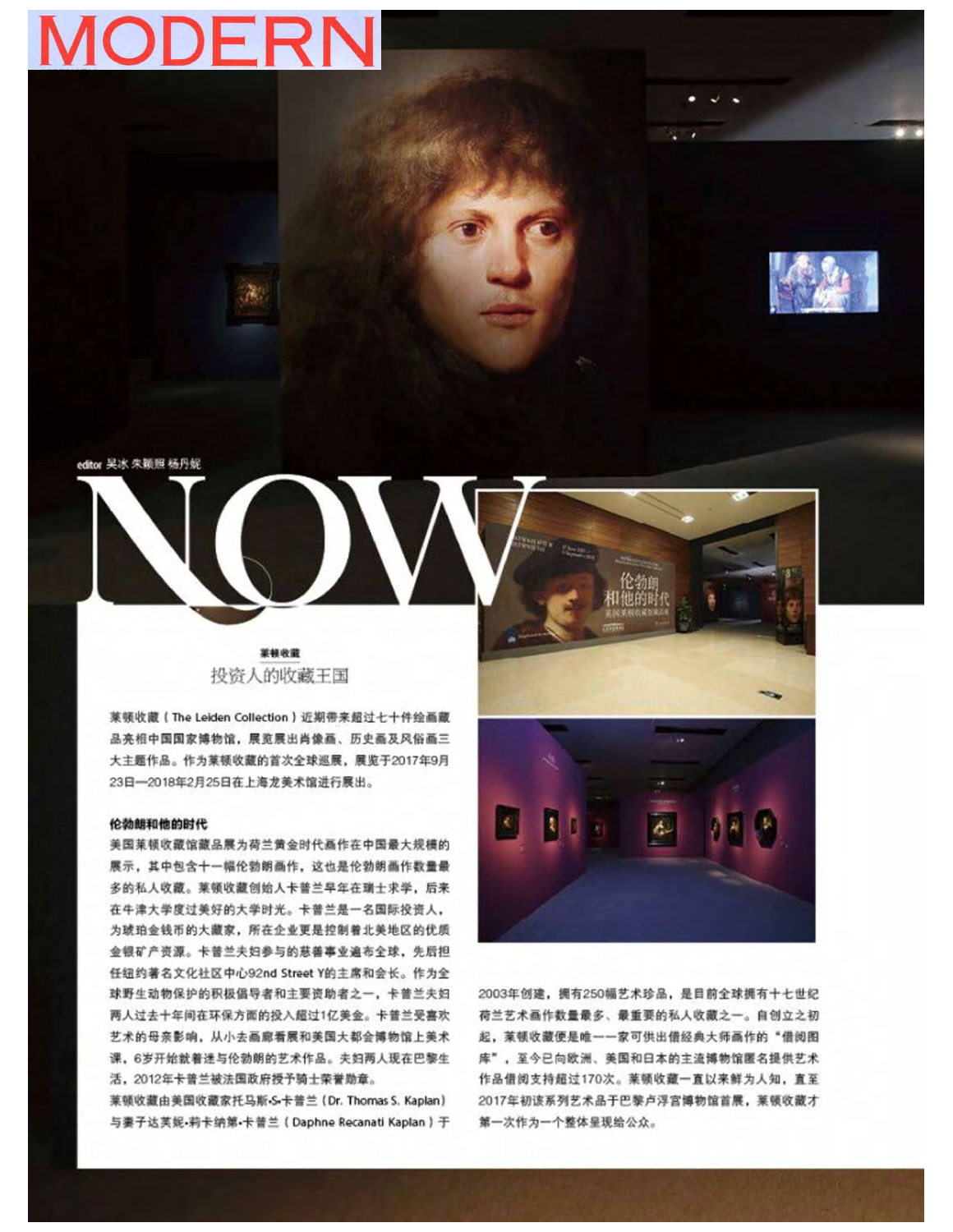MODERN

editor 吴冰 朱颖熙 杨丹妮

# NOW

**莱顿收藏**

## 投资人的收藏王国

莱顿收藏（The Leiden Collection）近期带来超过七十件绘画藏品亮相中国国家博物馆，展览展出肖像画、历史画及风俗画三大主题作品。作为莱顿收藏的首次全球巡展，展览于2017年9月23日—2018年2月25日在上海龙美术馆进行展出。

### 伦勃朗和他的时代

美国莱顿收藏馆藏品展为荷兰黄金时代画作在中国最大规模的展示，其中包含十一幅伦勃朗画作，这也是伦勃朗画作数量最多的私人收藏。莱顿收藏创始人卡普兰早年在瑞士求学，后来在牛津大学度过美好的大学时光。卡普兰是一名国际投资人，为琥珀金钱币的大藏家，所在企业更是控制着北美地区的优质金银矿产资源。卡普兰夫妇参与的慈善事业遍布全球，先后担任纽约著名文化社区中心92nd Street Y的主席和会长。作为全球野生动物保护的积极倡导者和主要资助者之一，卡普兰夫妇两人过去十年间在环保方面的投入超过1亿美金。卡普兰受喜欢艺术的母亲影响，从小去画廊看展和美国大都会博物馆上美术课，6岁开始就着迷与伦勃朗的艺术作品。夫妇两人现在巴黎生活，2012年卡普兰被法国政府授予骑士荣誉勋章。

莱顿收藏由美国收藏家托马斯·S·卡普兰（Dr. Thomas S. Kaplan）与妻子达芙妮·莉卡纳第·卡普兰（Daphne Recanati Kaplan）于2003年创建，拥有250幅艺术珍品，是目前全球拥有十七世纪荷兰艺术画作数量最多、最重要的私人收藏之一。自创立之初起，莱顿收藏便是唯一一家可供出借经典大师画作的“借阅图库”，至今已向欧洲、美国和日本的主流博物馆匿名提供艺术作品借阅支持超过170次。莱顿收藏一直以来鲜为人知，直至2017年初该系列艺术品于巴黎卢浮宫博物馆首展，莱顿收藏才第一次作为一个整体呈现给公众。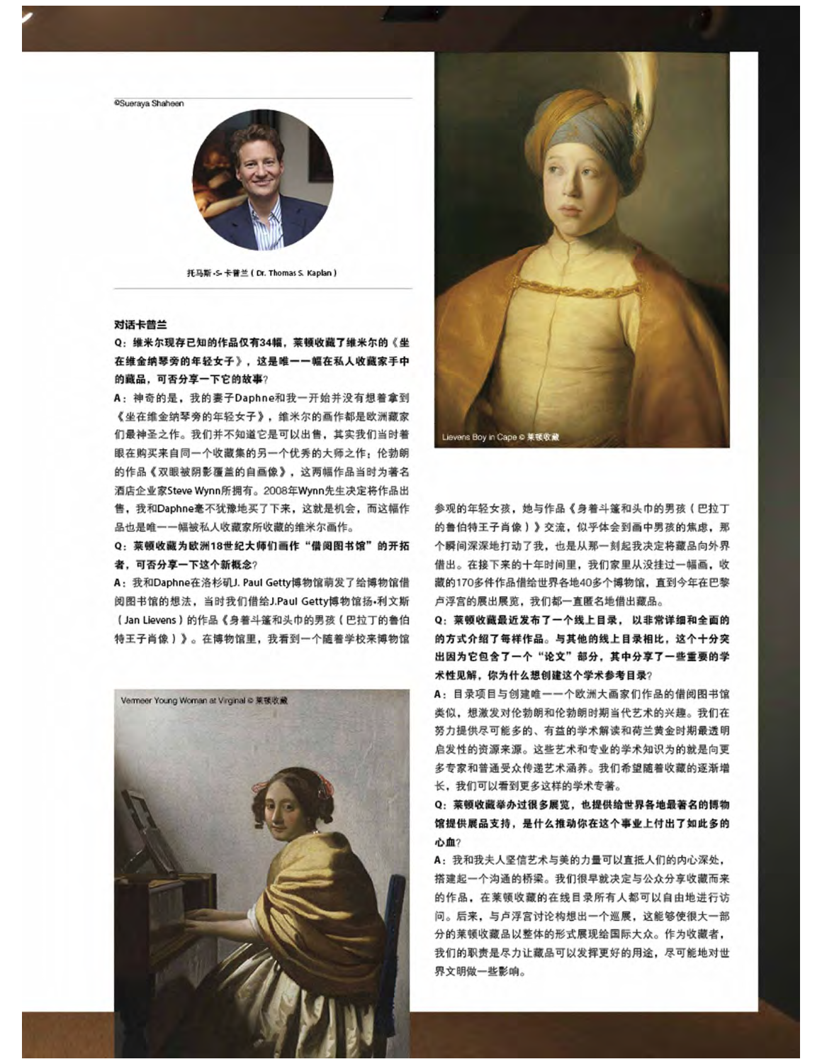©Suераya Shaheen

托马斯·S·卡普兰（Dr. Thomas S. Kaplan）

**对话卡普兰**

**Q：维米尔现存已知的作品仅有34幅，莱顿收藏了维米尔的《坐在维金纳琴旁的年轻女子》，这是唯一一幅在私人收藏家手中的藏品，可否分享一下它的故事？**

A：神奇的是，我的妻子Daphne和我一开始并没有想着拿到《坐在维金纳琴旁的年轻女子》，维米尔的画作都是欧洲藏家们最神圣之作。我们并不知道它是可以出售，其实我们当时着眼在购买来自同一个收藏集的另一个优秀的大师之作：伦勃朗的作品《双眼被阴影覆盖的自画像》，这两幅作品当时为著名酒店企业家Steve Wynn所拥有。2008年Wynn先生决定将作品出售，我和Daphne毫不犹豫地买了下来，这就是机会，而这幅作品也是唯一一幅被私人收藏家所收藏的维米尔画作。

**Q：莱顿收藏为欧洲18世纪大师们画作"借阅图书馆"的开拓者，可否分享一下这个新概念？**

A：我和Daphne在洛杉矶J. Paul Getty博物馆萌发了给博物馆借阅图书馆的想法，当时我们借给J.Paul Getty博物馆扬·利文斯（Jan Lievens）的作品《身着斗篷和头巾的男孩（巴拉丁的鲁伯特王子肖像）》。在博物馆里，我看到一个随着学校来博物馆参观的年轻女孩，她与作品《身着斗篷和头巾的男孩（巴拉丁的鲁伯特王子肖像）》交流，似乎体会到画中男孩的焦虑，那个瞬间深深地打动了我，也是从那一刻起我决定将藏品向外界借出。在接下来的十年时间里，我们家里从没挂过一幅画，收藏的170多件作品借给世界各地40多个博物馆，直到今年在巴黎卢浮宫的展出展览，我们都一直匿名地借出藏品。

Lievens Boy in Cape © 莱顿收藏

**Q：莱顿收藏最近发布了一个线上目录，以非常详细和全面的的方式介绍了每样作品。与其他的线上目录相比，这个十分突出因为它包含了一个"论文"部分，其中分享了一些重要的学术性见解，你为什么想创建这个学术参考目录？**

A：目录项目与创建唯一一个欧洲大画家们作品的借阅图书馆类似，想激发对伦勃朗和伦勃朗时期当代艺术的兴趣。我们在努力提供尽可能多的、有益的学术解读和荷兰黄金时期最透明启发性的资源来源。这些艺术和专业的学术知识为的就是向更多专家和普通受众传递艺术涵养。我们希望随着收藏的逐渐增长，我们可以看到更多这样的学术专著。

**Q：莱顿收藏举办过很多展览，也提供给世界各地最著名的博物馆提供展品支持，是什么推动你在这个事业上付出了如此多的心血？**

A：我和我夫人坚信艺术与美的力量可以直抵人们的内心深处，搭建起一个沟通的桥梁。我们很早就决定与公众分享收藏而来的作品，在莱顿收藏的在线目录所有人都可以自由地进行访问。后来，与卢浮宫讨论构想出一个巡展，这能够使很大一部分的莱顿收藏品以整体的形式展现给国际大众。作为收藏者，我们的职责是尽力让藏品可以发挥更好的用途，尽可能地对世界文明做一些影响。

Vermeer Young Woman at Virginal © 莱顿收藏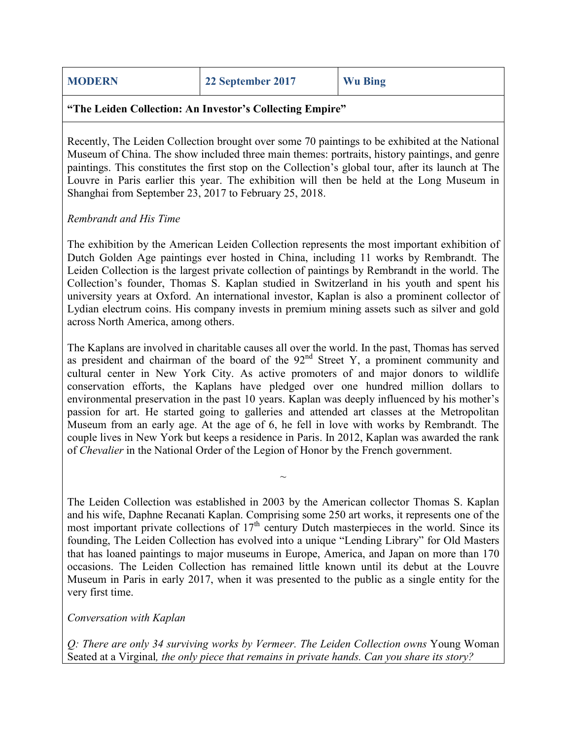| **MODERN** | **22 September 2017** | **Wu Bing** |
|---|---|---|

**"The Leiden Collection: An Investor's Collecting Empire"**

Recently, The Leiden Collection brought over some 70 paintings to be exhibited at the National Museum of China. The show included three main themes: portraits, history paintings, and genre paintings. This constitutes the first stop on the Collection's global tour, after its launch at The Louvre in Paris earlier this year. The exhibition will then be held at the Long Museum in Shanghai from September 23, 2017 to February 25, 2018.

*Rembrandt and His Time*

The exhibition by the American Leiden Collection represents the most important exhibition of Dutch Golden Age paintings ever hosted in China, including 11 works by Rembrandt. The Leiden Collection is the largest private collection of paintings by Rembrandt in the world. The Collection's founder, Thomas S. Kaplan studied in Switzerland in his youth and spent his university years at Oxford. An international investor, Kaplan is also a prominent collector of Lydian electrum coins. His company invests in premium mining assets such as silver and gold across North America, among others.

The Kaplans are involved in charitable causes all over the world. In the past, Thomas has served as president and chairman of the board of the 92nd Street Y, a prominent community and cultural center in New York City. As active promoters of and major donors to wildlife conservation efforts, the Kaplans have pledged over one hundred million dollars to environmental preservation in the past 10 years. Kaplan was deeply influenced by his mother's passion for art. He started going to galleries and attended art classes at the Metropolitan Museum from an early age. At the age of 6, he fell in love with works by Rembrandt. The couple lives in New York but keeps a residence in Paris. In 2012, Kaplan was awarded the rank of *Chevalier* in the National Order of the Legion of Honor by the French government.

~

The Leiden Collection was established in 2003 by the American collector Thomas S. Kaplan and his wife, Daphne Recanati Kaplan. Comprising some 250 art works, it represents one of the most important private collections of 17th century Dutch masterpieces in the world. Since its founding, The Leiden Collection has evolved into a unique "Lending Library" for Old Masters that has loaned paintings to major museums in Europe, America, and Japan on more than 170 occasions. The Leiden Collection has remained little known until its debut at the Louvre Museum in Paris in early 2017, when it was presented to the public as a single entity for the very first time.

*Conversation with Kaplan*

*Q: There are only 34 surviving works by Vermeer. The Leiden Collection owns* Young Woman Seated at a Virginal*, the only piece that remains in private hands. Can you share its story?*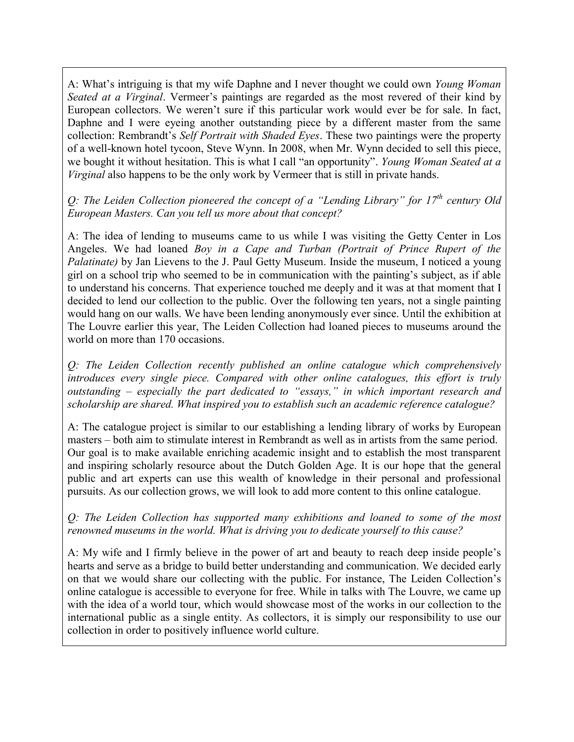A: What's intriguing is that my wife Daphne and I never thought we could own *Young Woman Seated at a Virginal*. Vermeer's paintings are regarded as the most revered of their kind by European collectors. We weren't sure if this particular work would ever be for sale. In fact, Daphne and I were eyeing another outstanding piece by a different master from the same collection: Rembrandt's *Self Portrait with Shaded Eyes*. These two paintings were the property of a well-known hotel tycoon, Steve Wynn. In 2008, when Mr. Wynn decided to sell this piece, we bought it without hesitation. This is what I call "an opportunity". *Young Woman Seated at a Virginal* also happens to be the only work by Vermeer that is still in private hands.

*Q: The Leiden Collection pioneered the concept of a "Lending Library" for 17th century Old European Masters. Can you tell us more about that concept?*

A: The idea of lending to museums came to us while I was visiting the Getty Center in Los Angeles. We had loaned *Boy in a Cape and Turban (Portrait of Prince Rupert of the Palatinate)* by Jan Lievens to the J. Paul Getty Museum. Inside the museum, I noticed a young girl on a school trip who seemed to be in communication with the painting's subject, as if able to understand his concerns. That experience touched me deeply and it was at that moment that I decided to lend our collection to the public. Over the following ten years, not a single painting would hang on our walls. We have been lending anonymously ever since. Until the exhibition at The Louvre earlier this year, The Leiden Collection had loaned pieces to museums around the world on more than 170 occasions.

*Q: The Leiden Collection recently published an online catalogue which comprehensively introduces every single piece. Compared with other online catalogues, this effort is truly outstanding – especially the part dedicated to "essays," in which important research and scholarship are shared. What inspired you to establish such an academic reference catalogue?*

A: The catalogue project is similar to our establishing a lending library of works by European masters – both aim to stimulate interest in Rembrandt as well as in artists from the same period. Our goal is to make available enriching academic insight and to establish the most transparent and inspiring scholarly resource about the Dutch Golden Age. It is our hope that the general public and art experts can use this wealth of knowledge in their personal and professional pursuits. As our collection grows, we will look to add more content to this online catalogue.

*Q: The Leiden Collection has supported many exhibitions and loaned to some of the most renowned museums in the world. What is driving you to dedicate yourself to this cause?*

A: My wife and I firmly believe in the power of art and beauty to reach deep inside people's hearts and serve as a bridge to build better understanding and communication. We decided early on that we would share our collecting with the public. For instance, The Leiden Collection's online catalogue is accessible to everyone for free. While in talks with The Louvre, we came up with the idea of a world tour, which would showcase most of the works in our collection to the international public as a single entity. As collectors, it is simply our responsibility to use our collection in order to positively influence world culture.